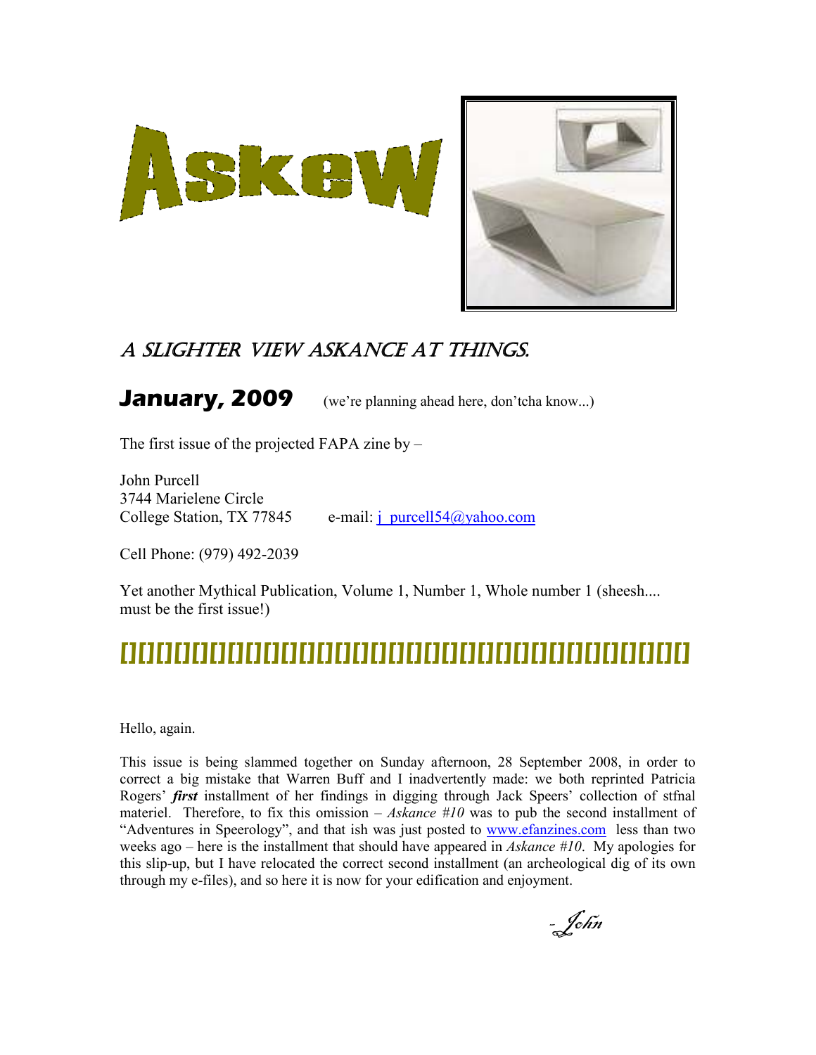# Askew

*A SLIGHTER VIEW ASKANCE AT THINGS.*

**January, 2009** (we're planning ahead here, don'tcha know...)

The first issue of the projected FAPA zine by –

John Purcell
3744 Marielene Circle
College Station, TX 77845 e-mail: j_purcell54@yahoo.com

Cell Phone: (979) 492-2039

Yet another Mythical Publication, Volume 1, Number 1, Whole number 1 (sheesh.... must be the first issue!)

---

Hello, again.

This issue is being slammed together on Sunday afternoon, 28 September 2008, in order to correct a big mistake that Warren Buff and I inadvertently made: we both reprinted Patricia Rogers' ***first*** installment of her findings in digging through Jack Speers' collection of stfnal materiel. Therefore, to fix this omission – *Askance #10* was to pub the second installment of "Adventures in Speerology", and that ish was just posted to www.efanzines.com less than two weeks ago – here is the installment that should have appeared in *Askance #10*. My apologies for this slip-up, but I have relocated the correct second installment (an archeological dig of its own through my e-files), and so here it is now for your edification and enjoyment.

*- John*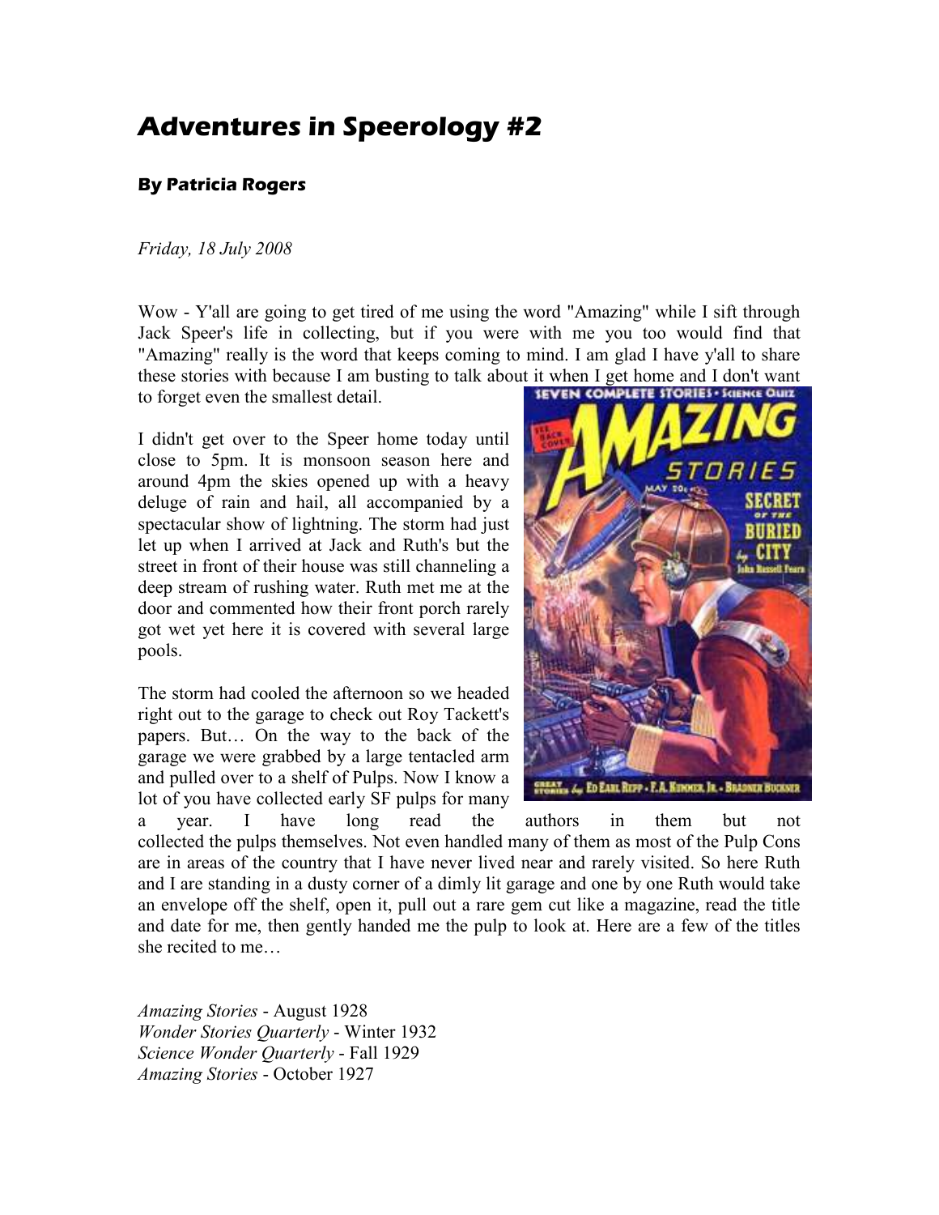# Adventures in Speerology #2

**By Patricia Rogers**

*Friday, 18 July 2008*

Wow - Y'all are going to get tired of me using the word "Amazing" while I sift through Jack Speer's life in collecting, but if you were with me you too would find that "Amazing" really is the word that keeps coming to mind. I am glad I have y'all to share these stories with because I am busting to talk about it when I get home and I don't want to forget even the smallest detail.

I didn't get over to the Speer home today until close to 5pm. It is monsoon season here and around 4pm the skies opened up with a heavy deluge of rain and hail, all accompanied by a spectacular show of lightning. The storm had just let up when I arrived at Jack and Ruth's but the street in front of their house was still channeling a deep stream of rushing water. Ruth met me at the door and commented how their front porch rarely got wet yet here it is covered with several large pools.

The storm had cooled the afternoon so we headed right out to the garage to check out Roy Tackett's papers. But… On the way to the back of the garage we were grabbed by a large tentacled arm and pulled over to a shelf of Pulps. Now I know a lot of you have collected early SF pulps for many a year. I have long read the authors in them but not collected the pulps themselves. Not even handled many of them as most of the Pulp Cons are in areas of the country that I have never lived near and rarely visited. So here Ruth and I are standing in a dusty corner of a dimly lit garage and one by one Ruth would take an envelope off the shelf, open it, pull out a rare gem cut like a magazine, read the title and date for me, then gently handed me the pulp to look at. Here are a few of the titles she recited to me…

*Amazing Stories* - August 1928
*Wonder Stories Quarterly* - Winter 1932
*Science Wonder Quarterly* - Fall 1929
*Amazing Stories* - October 1927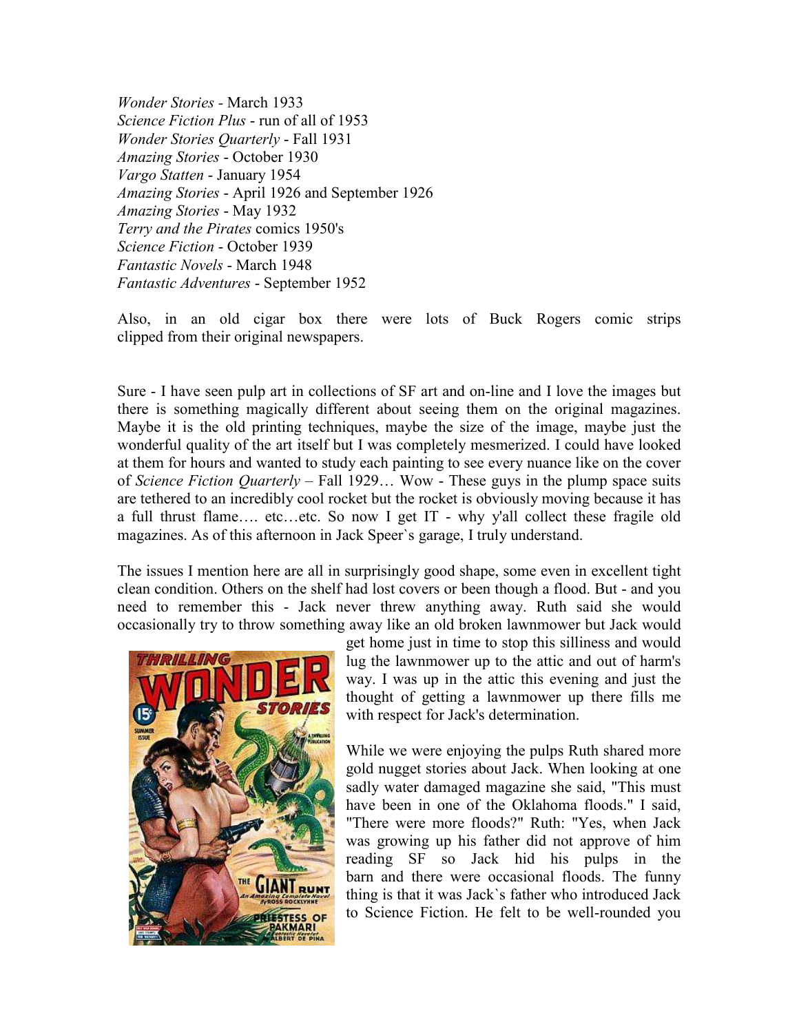*Wonder Stories* - March 1933
*Science Fiction Plus* - run of all of 1953
*Wonder Stories Quarterly* - Fall 1931
*Amazing Stories* - October 1930
*Vargo Statten* - January 1954
*Amazing Stories* - April 1926 and September 1926
*Amazing Stories* - May 1932
*Terry and the Pirates* comics 1950's
*Science Fiction* - October 1939
*Fantastic Novels* - March 1948
*Fantastic Adventures* - September 1952

Also, in an old cigar box there were lots of Buck Rogers comic strips clipped from their original newspapers.

Sure - I have seen pulp art in collections of SF art and on-line and I love the images but there is something magically different about seeing them on the original magazines. Maybe it is the old printing techniques, maybe the size of the image, maybe just the wonderful quality of the art itself but I was completely mesmerized. I could have looked at them for hours and wanted to study each painting to see every nuance like on the cover of *Science Fiction Quarterly* – Fall 1929… Wow - These guys in the plump space suits are tethered to an incredibly cool rocket but the rocket is obviously moving because it has a full thrust flame…. etc…etc. So now I get IT - why y'all collect these fragile old magazines. As of this afternoon in Jack Speer`s garage, I truly understand.

The issues I mention here are all in surprisingly good shape, some even in excellent tight clean condition. Others on the shelf had lost covers or been though a flood. But - and you need to remember this - Jack never threw anything away. Ruth said she would occasionally try to throw something away like an old broken lawnmower but Jack would get home just in time to stop this silliness and would lug the lawnmower up to the attic and out of harm's way. I was up in the attic this evening and just the thought of getting a lawnmower up there fills me with respect for Jack's determination.

While we were enjoying the pulps Ruth shared more gold nugget stories about Jack. When looking at one sadly water damaged magazine she said, "This must have been in one of the Oklahoma floods." I said, "There were more floods?" Ruth: "Yes, when Jack was growing up his father did not approve of him reading SF so Jack hid his pulps in the barn and there were occasional floods. The funny thing is that it was Jack`s father who introduced Jack to Science Fiction. He felt to be well-rounded you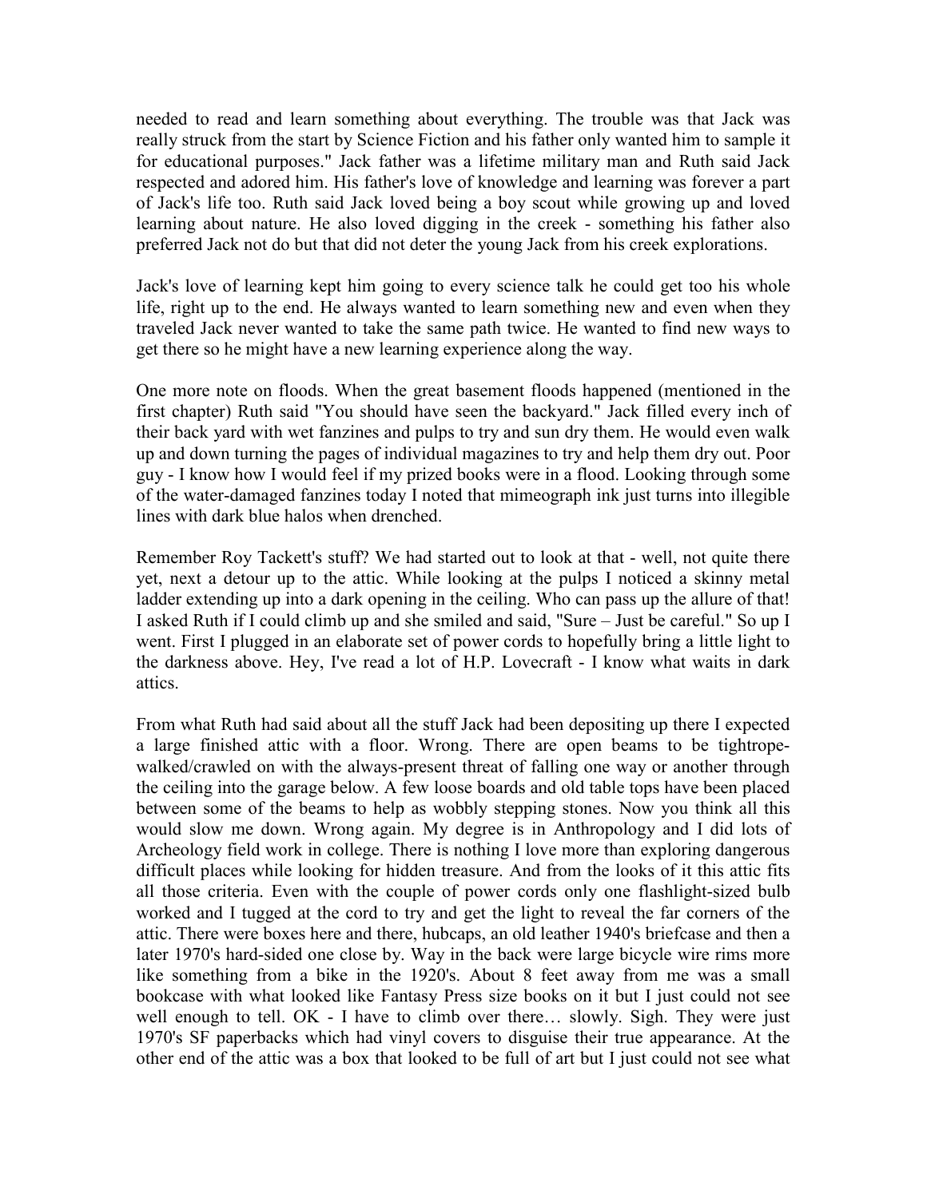needed to read and learn something about everything. The trouble was that Jack was really struck from the start by Science Fiction and his father only wanted him to sample it for educational purposes." Jack father was a lifetime military man and Ruth said Jack respected and adored him. His father's love of knowledge and learning was forever a part of Jack's life too. Ruth said Jack loved being a boy scout while growing up and loved learning about nature. He also loved digging in the creek - something his father also preferred Jack not do but that did not deter the young Jack from his creek explorations.

Jack's love of learning kept him going to every science talk he could get too his whole life, right up to the end. He always wanted to learn something new and even when they traveled Jack never wanted to take the same path twice. He wanted to find new ways to get there so he might have a new learning experience along the way.

One more note on floods. When the great basement floods happened (mentioned in the first chapter) Ruth said "You should have seen the backyard." Jack filled every inch of their back yard with wet fanzines and pulps to try and sun dry them. He would even walk up and down turning the pages of individual magazines to try and help them dry out. Poor guy - I know how I would feel if my prized books were in a flood. Looking through some of the water-damaged fanzines today I noted that mimeograph ink just turns into illegible lines with dark blue halos when drenched.

Remember Roy Tackett's stuff? We had started out to look at that - well, not quite there yet, next a detour up to the attic. While looking at the pulps I noticed a skinny metal ladder extending up into a dark opening in the ceiling. Who can pass up the allure of that! I asked Ruth if I could climb up and she smiled and said, "Sure – Just be careful." So up I went. First I plugged in an elaborate set of power cords to hopefully bring a little light to the darkness above. Hey, I've read a lot of H.P. Lovecraft - I know what waits in dark attics.

From what Ruth had said about all the stuff Jack had been depositing up there I expected a large finished attic with a floor. Wrong. There are open beams to be tightrope-walked/crawled on with the always-present threat of falling one way or another through the ceiling into the garage below. A few loose boards and old table tops have been placed between some of the beams to help as wobbly stepping stones. Now you think all this would slow me down. Wrong again. My degree is in Anthropology and I did lots of Archeology field work in college. There is nothing I love more than exploring dangerous difficult places while looking for hidden treasure. And from the looks of it this attic fits all those criteria. Even with the couple of power cords only one flashlight-sized bulb worked and I tugged at the cord to try and get the light to reveal the far corners of the attic. There were boxes here and there, hubcaps, an old leather 1940's briefcase and then a later 1970's hard-sided one close by. Way in the back were large bicycle wire rims more like something from a bike in the 1920's. About 8 feet away from me was a small bookcase with what looked like Fantasy Press size books on it but I just could not see well enough to tell. OK - I have to climb over there… slowly. Sigh. They were just 1970's SF paperbacks which had vinyl covers to disguise their true appearance. At the other end of the attic was a box that looked to be full of art but I just could not see what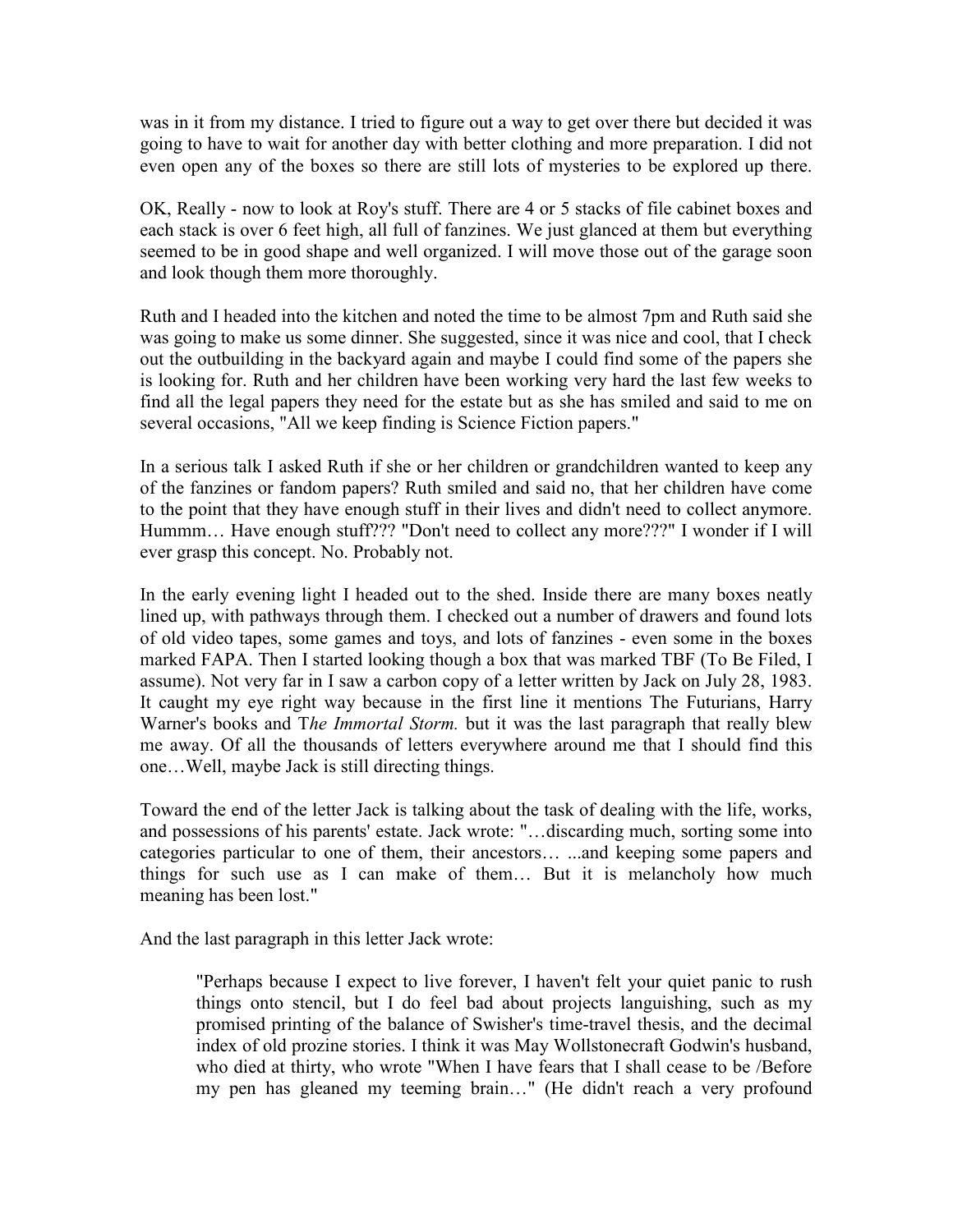was in it from my distance. I tried to figure out a way to get over there but decided it was going to have to wait for another day with better clothing and more preparation. I did not even open any of the boxes so there are still lots of mysteries to be explored up there.

OK, Really - now to look at Roy's stuff. There are 4 or 5 stacks of file cabinet boxes and each stack is over 6 feet high, all full of fanzines. We just glanced at them but everything seemed to be in good shape and well organized. I will move those out of the garage soon and look though them more thoroughly.

Ruth and I headed into the kitchen and noted the time to be almost 7pm and Ruth said she was going to make us some dinner. She suggested, since it was nice and cool, that I check out the outbuilding in the backyard again and maybe I could find some of the papers she is looking for. Ruth and her children have been working very hard the last few weeks to find all the legal papers they need for the estate but as she has smiled and said to me on several occasions, "All we keep finding is Science Fiction papers."

In a serious talk I asked Ruth if she or her children or grandchildren wanted to keep any of the fanzines or fandom papers? Ruth smiled and said no, that her children have come to the point that they have enough stuff in their lives and didn't need to collect anymore. Hummm… Have enough stuff??? "Don't need to collect any more???" I wonder if I will ever grasp this concept. No. Probably not.

In the early evening light I headed out to the shed. Inside there are many boxes neatly lined up, with pathways through them. I checked out a number of drawers and found lots of old video tapes, some games and toys, and lots of fanzines - even some in the boxes marked FAPA. Then I started looking though a box that was marked TBF (To Be Filed, I assume). Not very far in I saw a carbon copy of a letter written by Jack on July 28, 1983. It caught my eye right way because in the first line it mentions The Futurians, Harry Warner's books and T*he Immortal Storm.* but it was the last paragraph that really blew me away. Of all the thousands of letters everywhere around me that I should find this one…Well, maybe Jack is still directing things.

Toward the end of the letter Jack is talking about the task of dealing with the life, works, and possessions of his parents' estate. Jack wrote: "…discarding much, sorting some into categories particular to one of them, their ancestors… ...and keeping some papers and things for such use as I can make of them… But it is melancholy how much meaning has been lost."

And the last paragraph in this letter Jack wrote:

> "Perhaps because I expect to live forever, I haven't felt your quiet panic to rush things onto stencil, but I do feel bad about projects languishing, such as my promised printing of the balance of Swisher's time-travel thesis, and the decimal index of old prozine stories. I think it was May Wollstonecraft Godwin's husband, who died at thirty, who wrote "When I have fears that I shall cease to be /Before my pen has gleaned my teeming brain…" (He didn't reach a very profound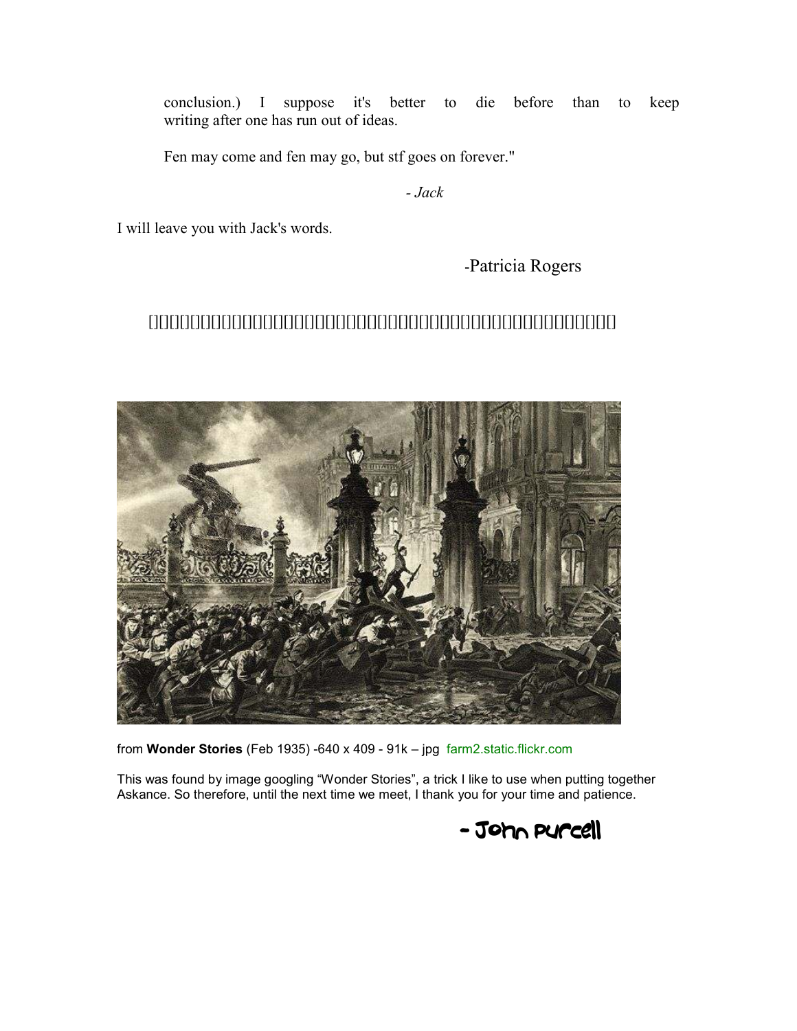conclusion.) I suppose it's better to die before than to keep writing after one has run out of ideas.

Fen may come and fen may go, but stf goes on forever."

*- Jack*

I will leave you with Jack's words.

-Patricia Rogers

from **Wonder Stories** (Feb 1935) -640 x 409 - 91k – jpg farm2.static.flickr.com

This was found by image googling "Wonder Stories", a trick I like to use when putting together Askance. So therefore, until the next time we meet, I thank you for your time and patience.

- John Purcell